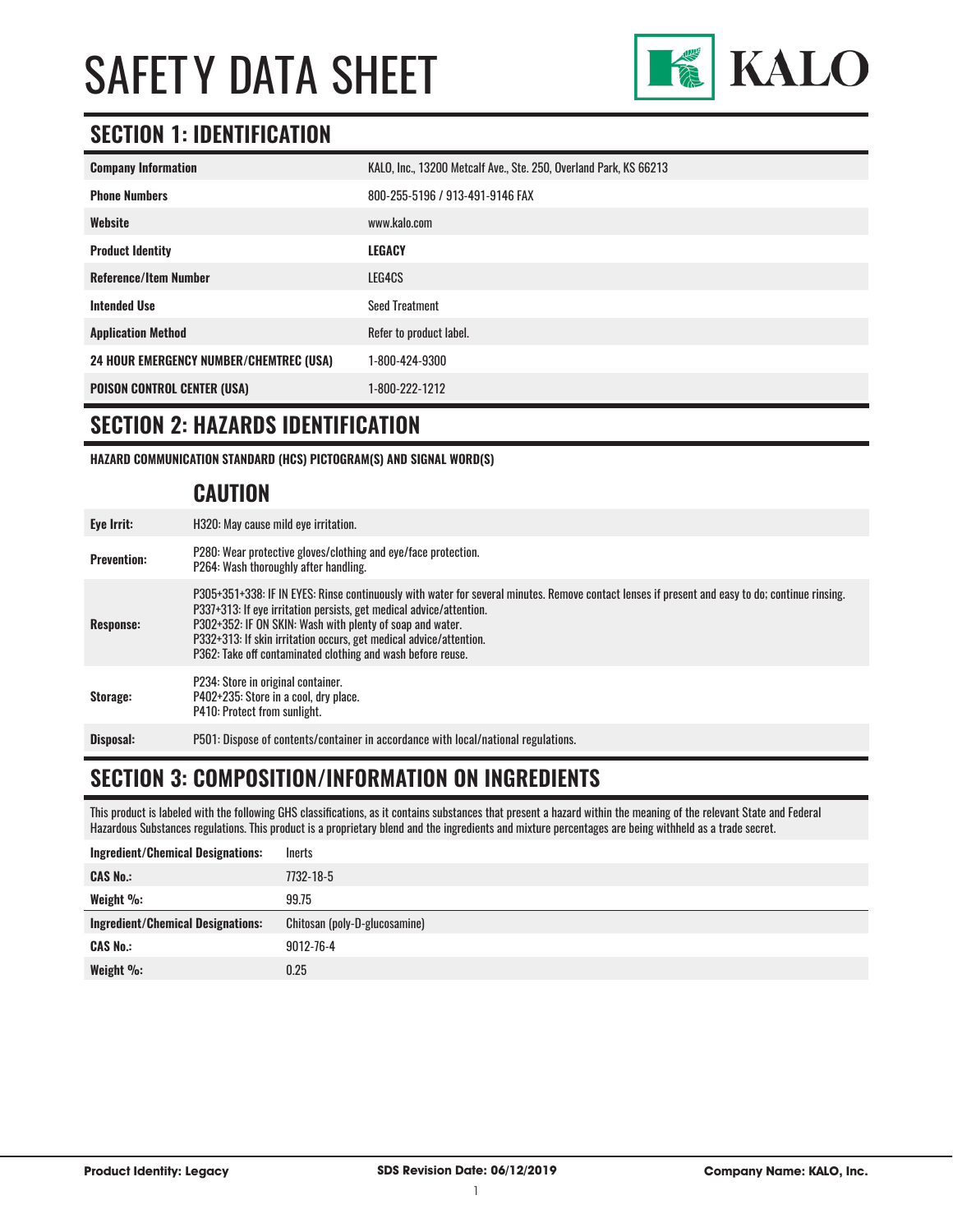# SAFETY DATA SHEET

KALO

## SECTION 1: IDENTIFICATION

| | |
|---|---|
| **Company Information** | KALO, Inc., 13200 Metcalf Ave., Ste. 250, Overland Park, KS 66213 |
| **Phone Numbers** | 800-255-5196 / 913-491-9146 FAX |
| **Website** | www.kalo.com |
| **Product Identity** | **LEGACY** |
| **Reference/Item Number** | LEG4CS |
| **Intended Use** | Seed Treatment |
| **Application Method** | Refer to product label. |
| **24 HOUR EMERGENCY NUMBER/CHEMTREC (USA)** | 1-800-424-9300 |
| **POISON CONTROL CENTER (USA)** | 1-800-222-1212 |

## SECTION 2: HAZARDS IDENTIFICATION

**HAZARD COMMUNICATION STANDARD (HCS) PICTOGRAM(S) AND SIGNAL WORD(S)**

### CAUTION

| | |
|---|---|
| **Eye Irrit:** | H320: May cause mild eye irritation. |
| **Prevention:** | P280: Wear protective gloves/clothing and eye/face protection.<br>P264: Wash thoroughly after handling. |
| **Response:** | P305+351+338: IF IN EYES: Rinse continuously with water for several minutes. Remove contact lenses if present and easy to do; continue rinsing.<br>P337+313: If eye irritation persists, get medical advice/attention.<br>P302+352: IF ON SKIN: Wash with plenty of soap and water.<br>P332+313: If skin irritation occurs, get medical advice/attention.<br>P362: Take off contaminated clothing and wash before reuse. |
| **Storage:** | P234: Store in original container.<br>P402+235: Store in a cool, dry place.<br>P410: Protect from sunlight. |
| **Disposal:** | P501: Dispose of contents/container in accordance with local/national regulations. |

## SECTION 3: COMPOSITION/INFORMATION ON INGREDIENTS

This product is labeled with the following GHS classifications, as it contains substances that present a hazard within the meaning of the relevant State and Federal Hazardous Substances regulations. This product is a proprietary blend and the ingredients and mixture percentages are being withheld as a trade secret.

| | |
|---|---|
| **Ingredient/Chemical Designations:** | Inerts |
| **CAS No.:** | 7732-18-5 |
| **Weight %:** | 99.75 |
| **Ingredient/Chemical Designations:** | Chitosan (poly-D-glucosamine) |
| **CAS No.:** | 9012-76-4 |
| **Weight %:** | 0.25 |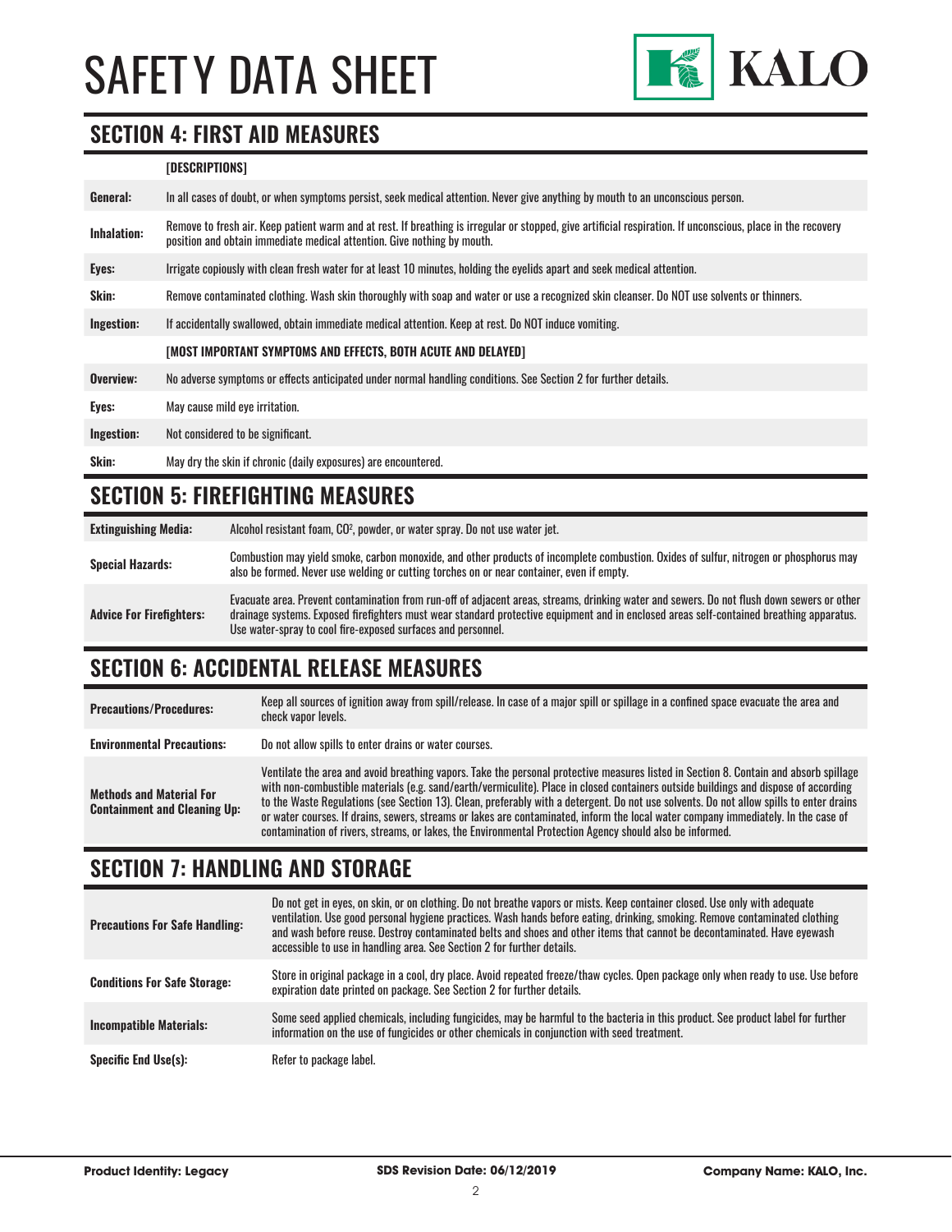## SECTION 4: FIRST AID MEASURES

| | [DESCRIPTIONS] |
|---|---|
| **General:** | In all cases of doubt, or when symptoms persist, seek medical attention. Never give anything by mouth to an unconscious person. |
| **Inhalation:** | Remove to fresh air. Keep patient warm and at rest. If breathing is irregular or stopped, give artificial respiration. If unconscious, place in the recovery position and obtain immediate medical attention. Give nothing by mouth. |
| **Eyes:** | Irrigate copiously with clean fresh water for at least 10 minutes, holding the eyelids apart and seek medical attention. |
| **Skin:** | Remove contaminated clothing. Wash skin thoroughly with soap and water or use a recognized skin cleanser. Do NOT use solvents or thinners. |
| **Ingestion:** | If accidentally swallowed, obtain immediate medical attention. Keep at rest. Do NOT induce vomiting. |
| | **[MOST IMPORTANT SYMPTOMS AND EFFECTS, BOTH ACUTE AND DELAYED]** |
| **Overview:** | No adverse symptoms or effects anticipated under normal handling conditions. See Section 2 for further details. |
| **Eyes:** | May cause mild eye irritation. |
| **Ingestion:** | Not considered to be significant. |
| **Skin:** | May dry the skin if chronic (daily exposures) are encountered. |

## SECTION 5: FIREFIGHTING MEASURES

| | |
|---|---|
| **Extinguishing Media:** | Alcohol resistant foam, $CO^2$, powder, or water spray. Do not use water jet. |
| **Special Hazards:** | Combustion may yield smoke, carbon monoxide, and other products of incomplete combustion. Oxides of sulfur, nitrogen or phosphorus may also be formed. Never use welding or cutting torches on or near container, even if empty. |
| **Advice For Firefighters:** | Evacuate area. Prevent contamination from run-off of adjacent areas, streams, drinking water and sewers. Do not flush down sewers or other drainage systems. Exposed firefighters must wear standard protective equipment and in enclosed areas self-contained breathing apparatus. Use water-spray to cool fire-exposed surfaces and personnel. |

## SECTION 6: ACCIDENTAL RELEASE MEASURES

| | |
|---|---|
| **Precautions/Procedures:** | Keep all sources of ignition away from spill/release. In case of a major spill or spillage in a confined space evacuate the area and check vapor levels. |
| **Environmental Precautions:** | Do not allow spills to enter drains or water courses. |
| **Methods and Material For Containment and Cleaning Up:** | Ventilate the area and avoid breathing vapors. Take the personal protective measures listed in Section 8. Contain and absorb spillage with non-combustible materials (e.g. sand/earth/vermiculite). Place in closed containers outside buildings and dispose of according to the Waste Regulations (see Section 13). Clean, preferably with a detergent. Do not use solvents. Do not allow spills to enter drains or water courses. If drains, sewers, streams or lakes are contaminated, inform the local water company immediately. In the case of contamination of rivers, streams, or lakes, the Environmental Protection Agency should also be informed. |

## SECTION 7: HANDLING AND STORAGE

| | |
|---|---|
| **Precautions For Safe Handling:** | Do not get in eyes, on skin, or on clothing. Do not breathe vapors or mists. Keep container closed. Use only with adequate ventilation. Use good personal hygiene practices. Wash hands before eating, drinking, smoking. Remove contaminated clothing and wash before reuse. Destroy contaminated belts and shoes and other items that cannot be decontaminated. Have eyewash accessible to use in handling area. See Section 2 for further details. |
| **Conditions For Safe Storage:** | Store in original package in a cool, dry place. Avoid repeated freeze/thaw cycles. Open package only when ready to use. Use before expiration date printed on package. See Section 2 for further details. |
| **Incompatible Materials:** | Some seed applied chemicals, including fungicides, may be harmful to the bacteria in this product. See product label for further information on the use of fungicides or other chemicals in conjunction with seed treatment. |
| **Specific End Use(s):** | Refer to package label. |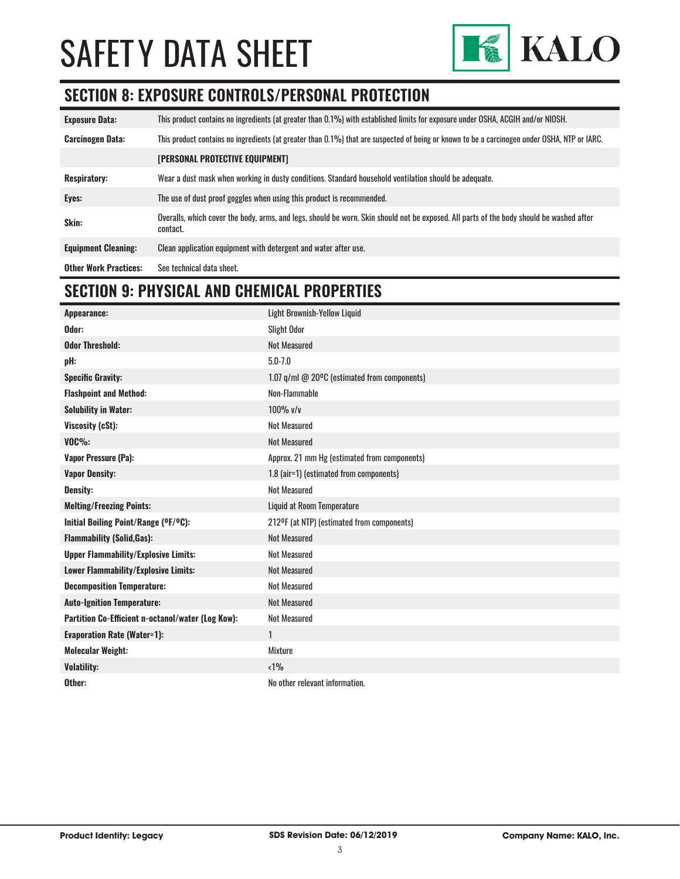# SAFETY DATA SHEET

## SECTION 8: EXPOSURE CONTROLS/PERSONAL PROTECTION

| | |
|---|---|
| **Exposure Data:** | This product contains no ingredients (at greater than 0.1%) with established limits for exposure under OSHA, ACGIH and/or NIOSH. |
| **Carcinogen Data:** | This product contains no ingredients (at greater than 0.1%) that are suspected of being or known to be a carcinogen under OSHA, NTP or IARC. |
| | **[PERSONAL PROTECTIVE EQUIPMENT]** |
| **Respiratory:** | Wear a dust mask when working in dusty conditions. Standard household ventilation should be adequate. |
| **Eyes:** | The use of dust proof goggles when using this product is recommended. |
| **Skin:** | Overalls, which cover the body, arms, and legs, should be worn. Skin should not be exposed. All parts of the body should be washed after contact. |
| **Equipment Cleaning:** | Clean application equipment with detergent and water after use. |
| **Other Work Practices:** | See technical data sheet. |

## SECTION 9: PHYSICAL AND CHEMICAL PROPERTIES

| | |
|---|---|
| **Appearance:** | Light Brownish-Yellow Liquid |
| **Odor:** | Slight Odor |
| **Odor Threshold:** | Not Measured |
| **pH:** | 5.0-7.0 |
| **Specific Gravity:** | 1.07 g/ml @ 20ºC (estimated from components) |
| **Flashpoint and Method:** | Non-Flammable |
| **Solubility in Water:** | 100% v/v |
| **Viscosity (cSt):** | Not Measured |
| **VOC%:** | Not Measured |
| **Vapor Pressure (Pa):** | Approx. 21 mm Hg (estimated from components) |
| **Vapor Density:** | 1.8 (air=1) (estimated from components) |
| **Density:** | Not Measured |
| **Melting/Freezing Points:** | Liquid at Room Temperature |
| **Initial Boiling Point/Range (ºF/ºC):** | 212ºF (at NTP) (estimated from components) |
| **Flammability (Solid,Gas):** | Not Measured |
| **Upper Flammability/Explosive Limits:** | Not Measured |
| **Lower Flammability/Explosive Limits:** | Not Measured |
| **Decomposition Temperature:** | Not Measured |
| **Auto-Ignition Temperature:** | Not Measured |
| **Partition Co-Efficient n-octanol/water (Log Kow):** | Not Measured |
| **Evaporation Rate (Water=1):** | 1 |
| **Molecular Weight:** | Mixture |
| **Volatility:** | <1% |
| **Other:** | No other relevant information. |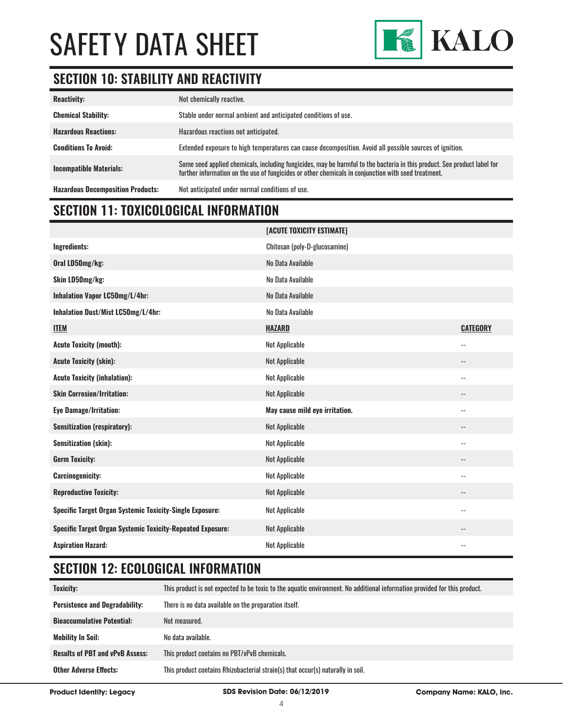# SAFETY DATA SHEET

## SECTION 10: STABILITY AND REACTIVITY

| | |
|---|---|
| **Reactivity:** | Not chemically reactive. |
| **Chemical Stability:** | Stable under normal ambient and anticipated conditions of use. |
| **Hazardous Reactions:** | Hazardous reactions not anticipated. |
| **Conditions To Avoid:** | Extended exposure to high temperatures can cause decomposition. Avoid all possible sources of ignition. |
| **Incompatible Materials:** | Some seed applied chemicals, including fungicides, may be harmful to the bacteria in this product. See product label for further information on the use of fungicides or other chemicals in conjunction with seed treatment. |
| **Hazardous Decomposition Products:** | Not anticipated under normal conditions of use. |

## SECTION 11: TOXICOLOGICAL INFORMATION

| | [ACUTE TOXICITY ESTIMATE] | |
|---|---|---|
| **Ingredients:** | Chitosan (poly-D-glucosamine) | |
| **Oral LD50mg/kg:** | No Data Available | |
| **Skin LD50mg/kg:** | No Data Available | |
| **Inhalation Vapor LC50mg/L/4hr:** | No Data Available | |
| **Inhalation Dust/Mist LC50mg/L/4hr:** | No Data Available | |
| **ITEM** | **HAZARD** | **CATEGORY** |
| **Acute Toxicity (mouth):** | Not Applicable | -- |
| **Acute Toxicity (skin):** | Not Applicable | -- |
| **Acute Toxicity (inhalation):** | Not Applicable | -- |
| **Skin Corrosion/Irritation:** | Not Applicable | -- |
| **Eye Damage/Irritation:** | **May cause mild eye irritation.** | -- |
| **Sensitization (respiratory):** | Not Applicable | -- |
| **Sensitization (skin):** | Not Applicable | -- |
| **Germ Toxicity:** | Not Applicable | -- |
| **Carcinogenicity:** | Not Applicable | -- |
| **Reproductive Toxicity:** | Not Applicable | -- |
| **Specific Target Organ Systemic Toxicity-Single Exposure:** | Not Applicable | -- |
| **Specific Target Organ Systemic Toxicity-Repeated Exposure:** | Not Applicable | -- |
| **Aspiration Hazard:** | Not Applicable | -- |

## SECTION 12: ECOLOGICAL INFORMATION

| | |
|---|---|
| **Toxicity:** | This product is not expected to be toxic to the aquatic environment. No additional information provided for this product. |
| **Persistence and Degradability:** | There is no data available on the preparation itself. |
| **Bioaccumulative Potential:** | Not measured. |
| **Mobility In Soil:** | No data available. |
| **Results of PBT and vPvB Assess:** | This product contains no PBT/vPvB chemicals. |
| **Other Adverse Effects:** | This product contains Rhizobacterial strain(s) that occur(s) naturally in soil. |

**Product Identity: Legacy** | **SDS Revision Date: 06/12/2019** | **Company Name: KALO, Inc.**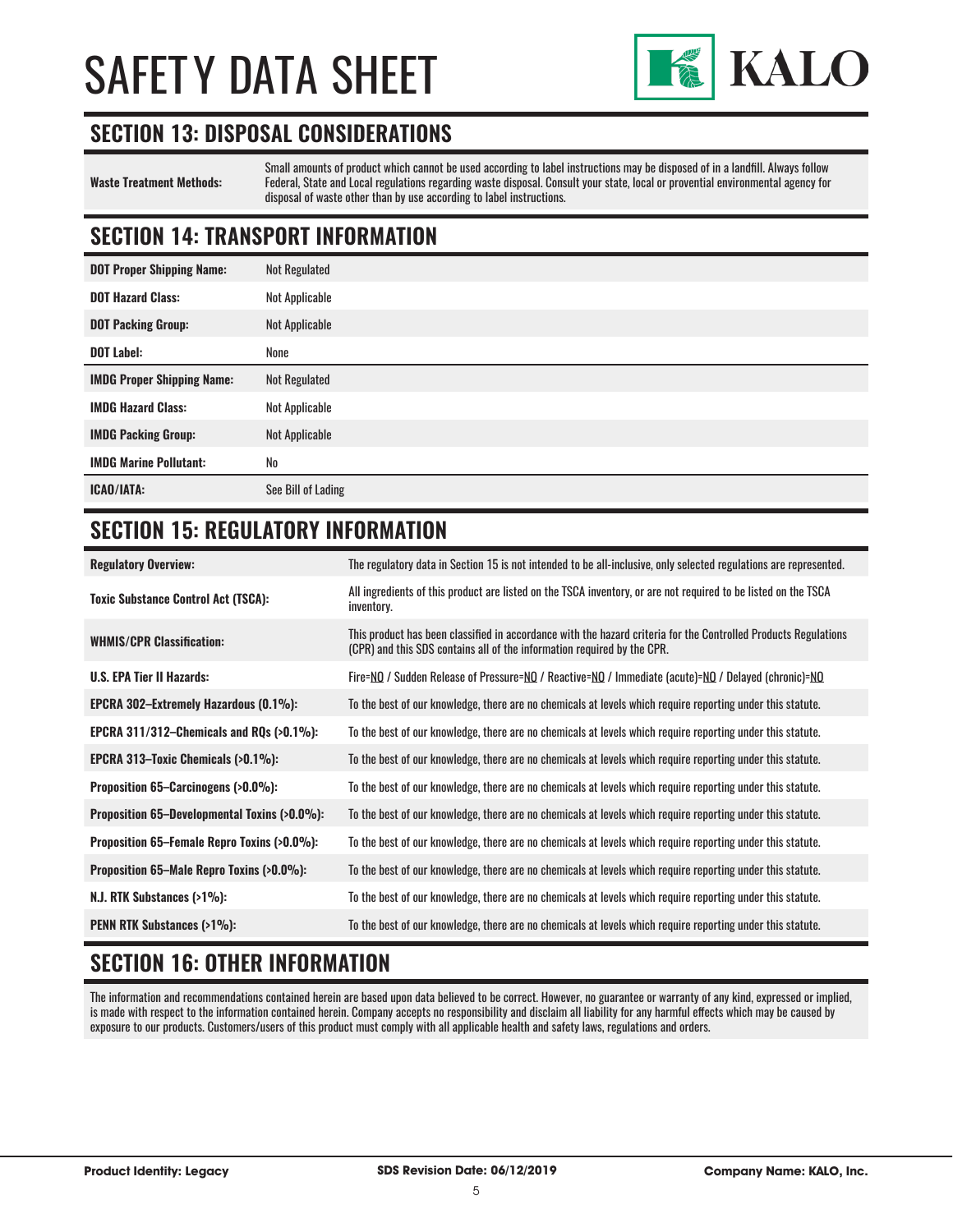## SECTION 13: DISPOSAL CONSIDERATIONS

| | |
|---|---|
| **Waste Treatment Methods:** | Small amounts of product which cannot be used according to label instructions may be disposed of in a landfill. Always follow Federal, State and Local regulations regarding waste disposal. Consult your state, local or provential environmental agency for disposal of waste other than by use according to label instructions. |

## SECTION 14: TRANSPORT INFORMATION

| | |
|---|---|
| **DOT Proper Shipping Name:** | Not Regulated |
| **DOT Hazard Class:** | Not Applicable |
| **DOT Packing Group:** | Not Applicable |
| **DOT Label:** | None |
| **IMDG Proper Shipping Name:** | Not Regulated |
| **IMDG Hazard Class:** | Not Applicable |
| **IMDG Packing Group:** | Not Applicable |
| **IMDG Marine Pollutant:** | No |
| **ICAO/IATA:** | See Bill of Lading |

## SECTION 15: REGULATORY INFORMATION

| | |
|---|---|
| **Regulatory Overview:** | The regulatory data in Section 15 is not intended to be all-inclusive, only selected regulations are represented. |
| **Toxic Substance Control Act (TSCA):** | All ingredients of this product are listed on the TSCA inventory, or are not required to be listed on the TSCA inventory. |
| **WHMIS/CPR Classification:** | This product has been classified in accordance with the hazard criteria for the Controlled Products Regulations (CPR) and this SDS contains all of the information required by the CPR. |
| **U.S. EPA Tier II Hazards:** | Fire=NO / Sudden Release of Pressure=NO / Reactive=NO / Immediate (acute)=NO / Delayed (chronic)=NO |
| **EPCRA 302–Extremely Hazardous (0.1%):** | To the best of our knowledge, there are no chemicals at levels which require reporting under this statute. |
| **EPCRA 311/312–Chemicals and RQs (>0.1%):** | To the best of our knowledge, there are no chemicals at levels which require reporting under this statute. |
| **EPCRA 313–Toxic Chemicals (>0.1%):** | To the best of our knowledge, there are no chemicals at levels which require reporting under this statute. |
| **Proposition 65–Carcinogens (>0.0%):** | To the best of our knowledge, there are no chemicals at levels which require reporting under this statute. |
| **Proposition 65–Developmental Toxins (>0.0%):** | To the best of our knowledge, there are no chemicals at levels which require reporting under this statute. |
| **Proposition 65–Female Repro Toxins (>0.0%):** | To the best of our knowledge, there are no chemicals at levels which require reporting under this statute. |
| **Proposition 65–Male Repro Toxins (>0.0%):** | To the best of our knowledge, there are no chemicals at levels which require reporting under this statute. |
| **N.J. RTK Substances (>1%):** | To the best of our knowledge, there are no chemicals at levels which require reporting under this statute. |
| **PENN RTK Substances (>1%):** | To the best of our knowledge, there are no chemicals at levels which require reporting under this statute. |

## SECTION 16: OTHER INFORMATION

The information and recommendations contained herein are based upon data believed to be correct. However, no guarantee or warranty of any kind, expressed or implied, is made with respect to the information contained herein. Company accepts no responsibility and disclaim all liability for any harmful effects which may be caused by exposure to our products. Customers/users of this product must comply with all applicable health and safety laws, regulations and orders.